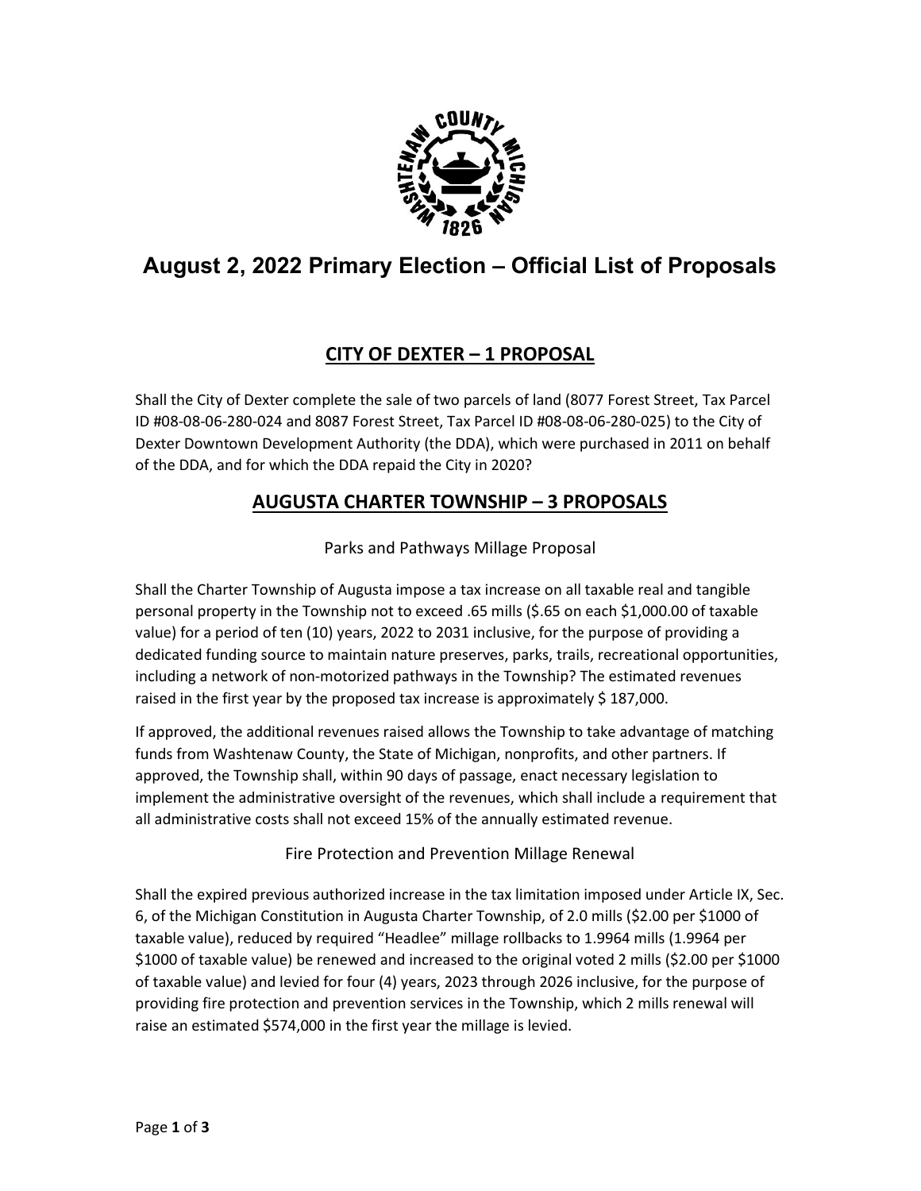# August 2, 2022 Primary Election – Official List of Proposals

## CITY OF DEXTER – 1 PROPOSAL

Shall the City of Dexter complete the sale of two parcels of land (8077 Forest Street, Tax Parcel ID #08-08-06-280-024 and 8087 Forest Street, Tax Parcel ID #08-08-06-280-025) to the City of Dexter Downtown Development Authority (the DDA), which were purchased in 2011 on behalf of the DDA, and for which the DDA repaid the City in 2020?

## AUGUSTA CHARTER TOWNSHIP – 3 PROPOSALS

### Parks and Pathways Millage Proposal

Shall the Charter Township of Augusta impose a tax increase on all taxable real and tangible personal property in the Township not to exceed .65 mills ($.65 on each $1,000.00 of taxable value) for a period of ten (10) years, 2022 to 2031 inclusive, for the purpose of providing a dedicated funding source to maintain nature preserves, parks, trails, recreational opportunities, including a network of non-motorized pathways in the Township? The estimated revenues raised in the first year by the proposed tax increase is approximately $ 187,000.

If approved, the additional revenues raised allows the Township to take advantage of matching funds from Washtenaw County, the State of Michigan, nonprofits, and other partners. If approved, the Township shall, within 90 days of passage, enact necessary legislation to implement the administrative oversight of the revenues, which shall include a requirement that all administrative costs shall not exceed 15% of the annually estimated revenue.

### Fire Protection and Prevention Millage Renewal

Shall the expired previous authorized increase in the tax limitation imposed under Article IX, Sec. 6, of the Michigan Constitution in Augusta Charter Township, of 2.0 mills ($2.00 per $1000 of taxable value), reduced by required "Headlee" millage rollbacks to 1.9964 mills (1.9964 per $1000 of taxable value) be renewed and increased to the original voted 2 mills ($2.00 per $1000 of taxable value) and levied for four (4) years, 2023 through 2026 inclusive, for the purpose of providing fire protection and prevention services in the Township, which 2 mills renewal will raise an estimated $574,000 in the first year the millage is levied.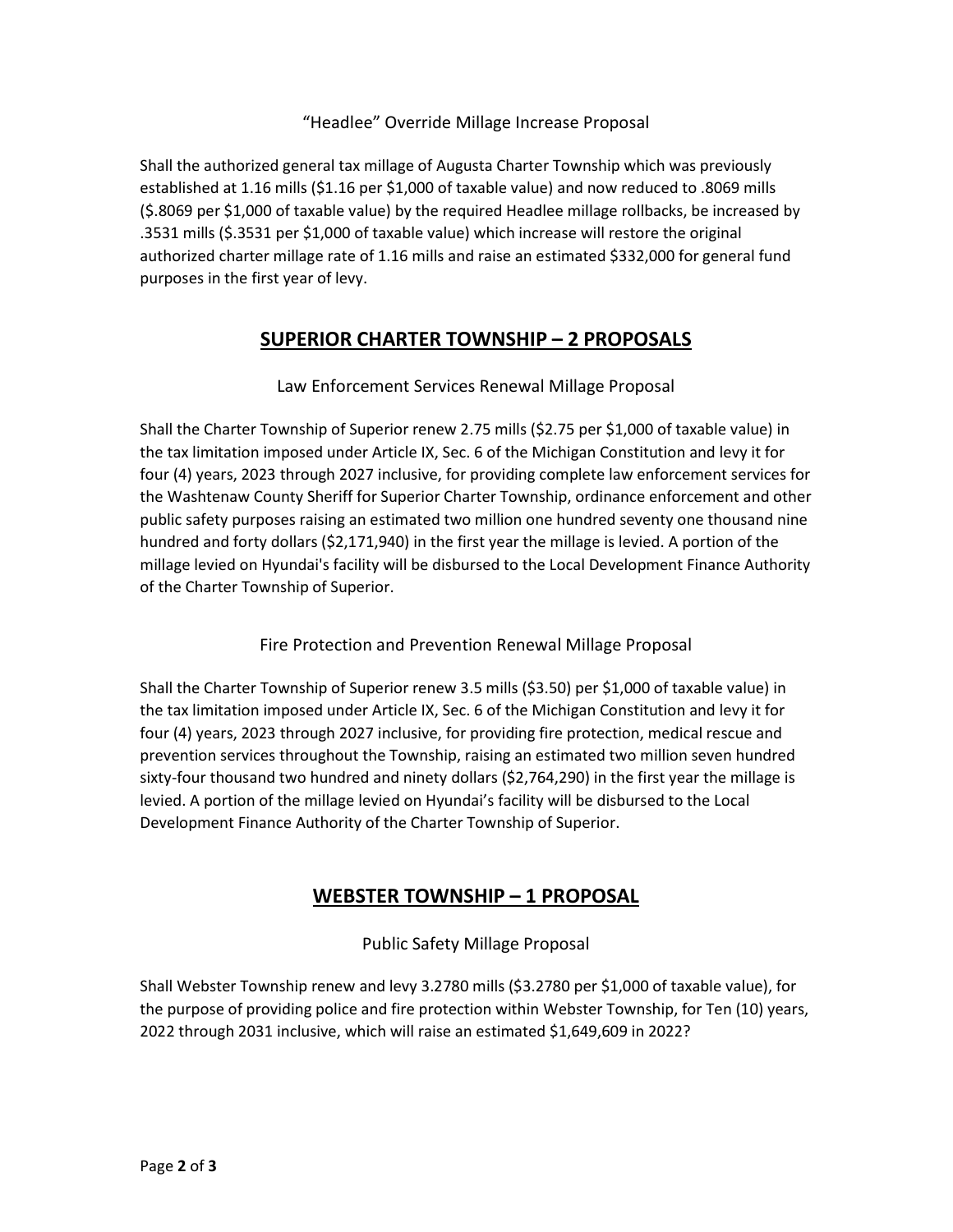"Headlee" Override Millage Increase Proposal

Shall the authorized general tax millage of Augusta Charter Township which was previously established at 1.16 mills ($1.16 per $1,000 of taxable value) and now reduced to .8069 mills ($.8069 per $1,000 of taxable value) by the required Headlee millage rollbacks, be increased by .3531 mills ($.3531 per $1,000 of taxable value) which increase will restore the original authorized charter millage rate of 1.16 mills and raise an estimated $332,000 for general fund purposes in the first year of levy.

## SUPERIOR CHARTER TOWNSHIP – 2 PROPOSALS

Law Enforcement Services Renewal Millage Proposal

Shall the Charter Township of Superior renew 2.75 mills ($2.75 per $1,000 of taxable value) in the tax limitation imposed under Article IX, Sec. 6 of the Michigan Constitution and levy it for four (4) years, 2023 through 2027 inclusive, for providing complete law enforcement services for the Washtenaw County Sheriff for Superior Charter Township, ordinance enforcement and other public safety purposes raising an estimated two million one hundred seventy one thousand nine hundred and forty dollars ($2,171,940) in the first year the millage is levied. A portion of the millage levied on Hyundai's facility will be disbursed to the Local Development Finance Authority of the Charter Township of Superior.

Fire Protection and Prevention Renewal Millage Proposal

Shall the Charter Township of Superior renew 3.5 mills ($3.50) per $1,000 of taxable value) in the tax limitation imposed under Article IX, Sec. 6 of the Michigan Constitution and levy it for four (4) years, 2023 through 2027 inclusive, for providing fire protection, medical rescue and prevention services throughout the Township, raising an estimated two million seven hundred sixty-four thousand two hundred and ninety dollars ($2,764,290) in the first year the millage is levied. A portion of the millage levied on Hyundai's facility will be disbursed to the Local Development Finance Authority of the Charter Township of Superior.

## WEBSTER TOWNSHIP – 1 PROPOSAL

Public Safety Millage Proposal

Shall Webster Township renew and levy 3.2780 mills ($3.2780 per $1,000 of taxable value), for the purpose of providing police and fire protection within Webster Township, for Ten (10) years, 2022 through 2031 inclusive, which will raise an estimated $1,649,609 in 2022?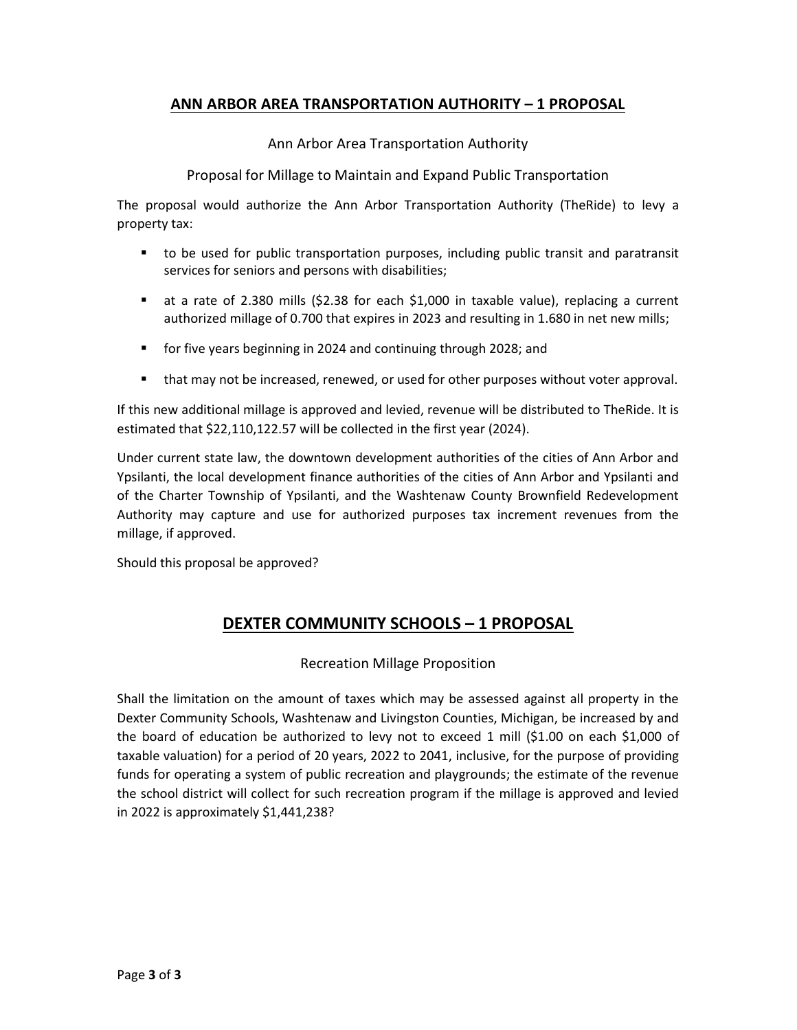## ANN ARBOR AREA TRANSPORTATION AUTHORITY – 1 PROPOSAL

Ann Arbor Area Transportation Authority

Proposal for Millage to Maintain and Expand Public Transportation

The proposal would authorize the Ann Arbor Transportation Authority (TheRide) to levy a property tax:

- to be used for public transportation purposes, including public transit and paratransit services for seniors and persons with disabilities;
- at a rate of 2.380 mills ($2.38 for each $1,000 in taxable value), replacing a current authorized millage of 0.700 that expires in 2023 and resulting in 1.680 in net new mills;
- for five years beginning in 2024 and continuing through 2028; and
- that may not be increased, renewed, or used for other purposes without voter approval.

If this new additional millage is approved and levied, revenue will be distributed to TheRide. It is estimated that $22,110,122.57 will be collected in the first year (2024).

Under current state law, the downtown development authorities of the cities of Ann Arbor and Ypsilanti, the local development finance authorities of the cities of Ann Arbor and Ypsilanti and of the Charter Township of Ypsilanti, and the Washtenaw County Brownfield Redevelopment Authority may capture and use for authorized purposes tax increment revenues from the millage, if approved.

Should this proposal be approved?

## DEXTER COMMUNITY SCHOOLS – 1 PROPOSAL

Recreation Millage Proposition

Shall the limitation on the amount of taxes which may be assessed against all property in the Dexter Community Schools, Washtenaw and Livingston Counties, Michigan, be increased by and the board of education be authorized to levy not to exceed 1 mill ($1.00 on each $1,000 of taxable valuation) for a period of 20 years, 2022 to 2041, inclusive, for the purpose of providing funds for operating a system of public recreation and playgrounds; the estimate of the revenue the school district will collect for such recreation program if the millage is approved and levied in 2022 is approximately $1,441,238?